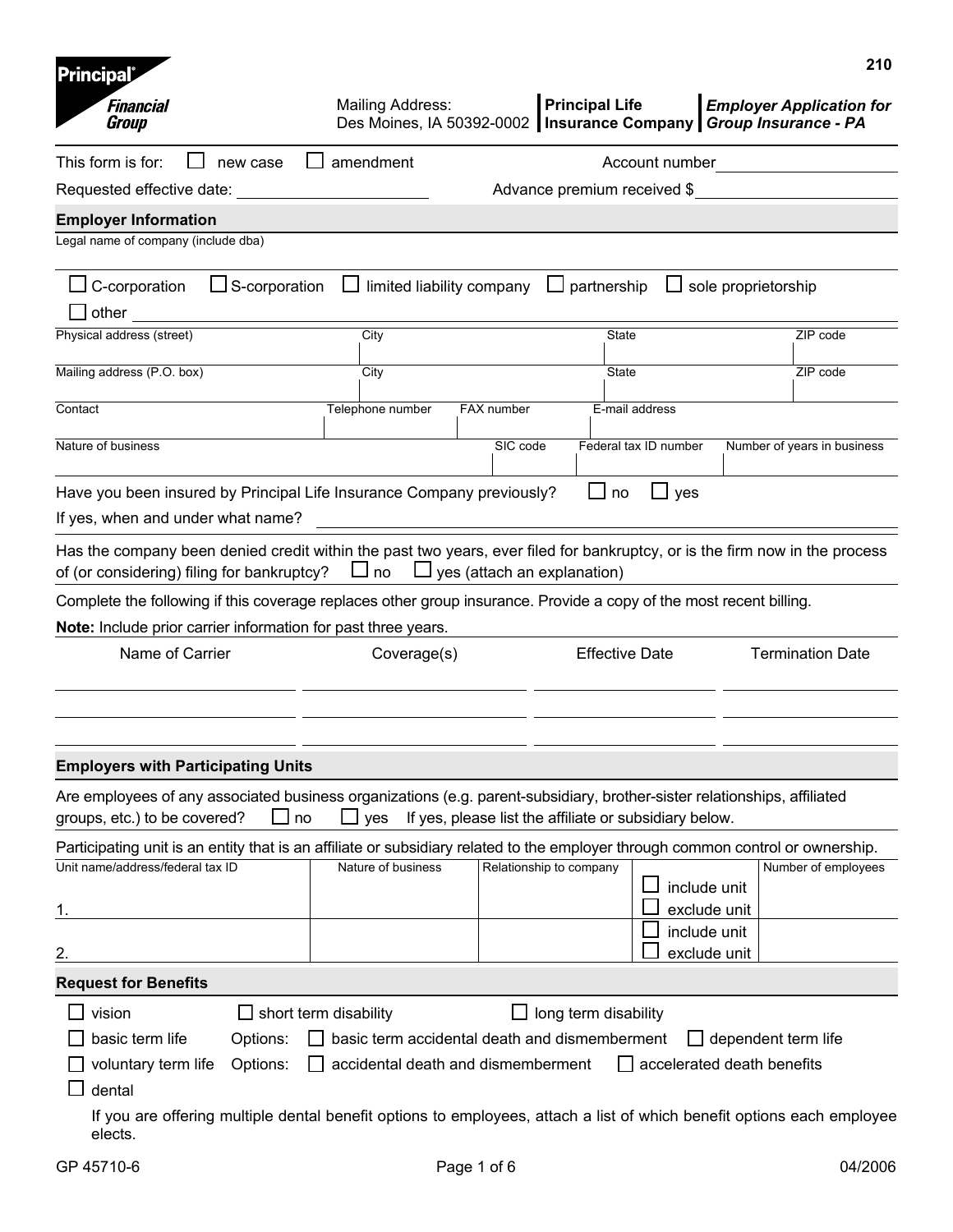210

**Principal Financial Group**

Mailing Address:
Des Moines, IA 50392-0002

**Principal Life Insurance Company**

***Employer Application for Group Insurance - PA***

This form is for: ☐ new case ☐ amendment Account number ____________

Requested effective date: ____________ Advance premium received $ ____________

## Employer Information

Legal name of company (include dba)

☐ C-corporation ☐ S-corporation ☐ limited liability company ☐ partnership ☐ sole proprietorship

☐ other ____________

| Physical address (street) | City | State | ZIP code |
|---|---|---|---|
| Mailing address (P.O. box) | City | State | ZIP code |

| Contact | Telephone number | FAX number | E-mail address |
|---|---|---|---|

| Nature of business | SIC code | Federal tax ID number | Number of years in business |
|---|---|---|---|

Have you been insured by Principal Life Insurance Company previously? ☐ no ☐ yes

If yes, when and under what name? ____________

Has the company been denied credit within the past two years, ever filed for bankruptcy, or is the firm now in the process of (or considering) filing for bankruptcy? ☐ no ☐ yes (attach an explanation)

Complete the following if this coverage replaces other group insurance. Provide a copy of the most recent billing.

**Note:** Include prior carrier information for past three years.

| Name of Carrier | Coverage(s) | Effective Date | Termination Date |
|---|---|---|---|
| | | | |
| | | | |
| | | | |

## Employers with Participating Units

Are employees of any associated business organizations (e.g. parent-subsidiary, brother-sister relationships, affiliated groups, etc.) to be covered? ☐ no ☐ yes If yes, please list the affiliate or subsidiary below.

Participating unit is an entity that is an affiliate or subsidiary related to the employer through common control or ownership.

| Unit name/address/federal tax ID | Nature of business | Relationship to company | | Number of employees |
|---|---|---|---|---|
| 1. | | | ☐ include unit ☐ exclude unit | |
| 2. | | | ☐ include unit ☐ exclude unit | |

## Request for Benefits

☐ vision ☐ short term disability ☐ long term disability

☐ basic term life Options: ☐ basic term accidental death and dismemberment ☐ dependent term life

☐ voluntary term life Options: ☐ accidental death and dismemberment ☐ accelerated death benefits

☐ dental

If you are offering multiple dental benefit options to employees, attach a list of which benefit options each employee elects.

GP 45710-6 04/2006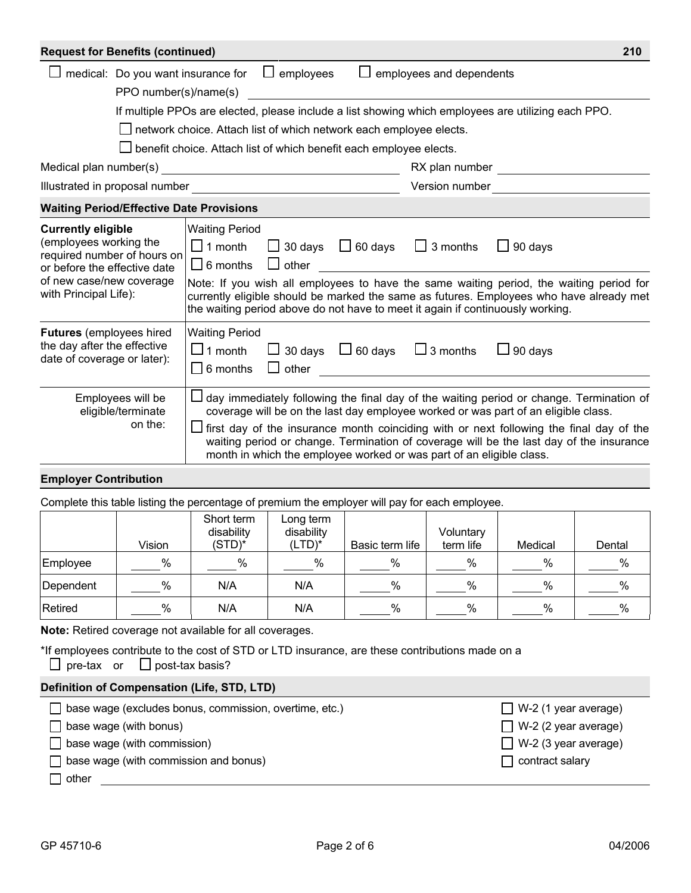## Request for Benefits (continued)

210

☐ medical: Do you want insurance for ☐ employees ☐ employees and dependents

PPO number(s)/name(s) ____________________

If multiple PPOs are elected, please include a list showing which employees are utilizing each PPO.

☐ network choice. Attach list of which network each employee elects.

☐ benefit choice. Attach list of which benefit each employee elects.

Medical plan number(s) ____________________ RX plan number ____________________

Illustrated in proposal number ____________________ Version number ____________________

## Waiting Period/Effective Date Provisions

| | |
|---|---|
| **Currently eligible** (employees working the required number of hours on or before the effective date of new case/new coverage with Principal Life): | Waiting Period<br>☐ 1 month ☐ 30 days ☐ 60 days ☐ 3 months ☐ 90 days<br>☐ 6 months ☐ other ____________________<br>Note: If you wish all employees to have the same waiting period, the waiting period for currently eligible should be marked the same as futures. Employees who have already met the waiting period above do not have to meet it again if continuously working. |
| **Futures** (employees hired the day after the effective date of coverage or later): | Waiting Period<br>☐ 1 month ☐ 30 days ☐ 60 days ☐ 3 months ☐ 90 days<br>☐ 6 months ☐ other ____________________ |
| Employees will be eligible/terminate on the: | ☐ day immediately following the final day of the waiting period or change. Termination of coverage will be on the last day employee worked or was part of an eligible class.<br>☐ first day of the insurance month coinciding with or next following the final day of the waiting period or change. Termination of coverage will be the last day of the insurance month in which the employee worked or was part of an eligible class. |

## Employer Contribution

Complete this table listing the percentage of premium the employer will pay for each employee.

| | Vision | Short term disability (STD)* | Long term disability (LTD)* | Basic term life | Voluntary term life | Medical | Dental |
|---|---|---|---|---|---|---|---|
| Employee | ____% | ____% | ____% | ____% | ____% | ____% | ____% |
| Dependent | ____% | N/A | N/A | ____% | ____% | ____% | ____% |
| Retired | ____% | N/A | N/A | ____% | ____% | ____% | ____% |

**Note:** Retired coverage not available for all coverages.

*If employees contribute to the cost of STD or LTD insurance, are these contributions made on a
☐ pre-tax or ☐ post-tax basis?

## Definition of Compensation (Life, STD, LTD)

☐ base wage (excludes bonus, commission, overtime, etc.)

☐ base wage (with bonus)

☐ base wage (with commission)

☐ base wage (with commission and bonus)

☐ other ____________________

☐ W-2 (1 year average)

☐ W-2 (2 year average)

☐ W-2 (3 year average)

☐ contract salary

GP 45710-6 04/2006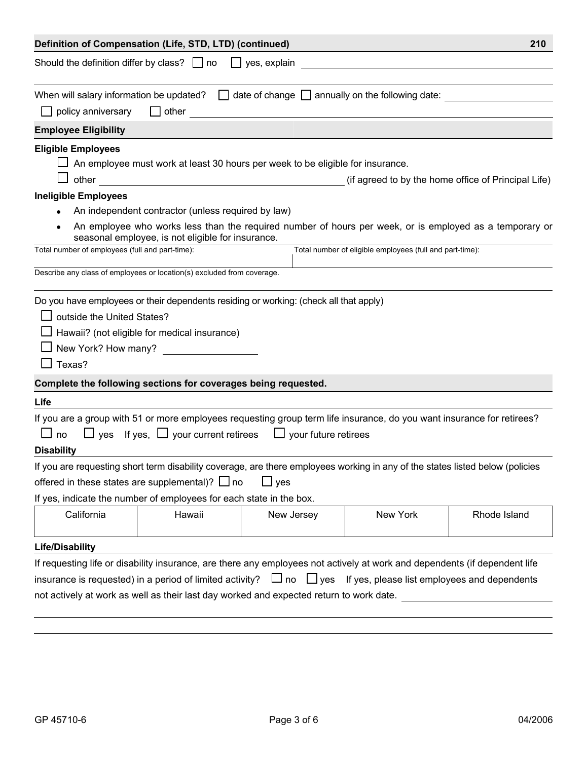## Definition of Compensation (Life, STD, LTD) (continued) 210

Should the definition differ by class? ☐ no ☐ yes, explain ______________________

______________________________________________

When will salary information be updated? ☐ date of change ☐ annually on the following date: ____________

☐ policy anniversary ☐ other ______________________

## Employee Eligibility

**Eligible Employees**

☐ An employee must work at least 30 hours per week to be eligible for insurance.

☐ other ______________________ (if agreed to by the home office of Principal Life)

**Ineligible Employees**

- An independent contractor (unless required by law)
- An employee who works less than the required number of hours per week, or is employed as a temporary or seasonal employee, is not eligible for insurance.

| Total number of employees (full and part-time): | Total number of eligible employees (full and part-time): |
|---|---|
| | |

Describe any class of employees or location(s) excluded from coverage.

______________________________________________

Do you have employees or their dependents residing or working: (check all that apply)

☐ outside the United States?

☐ Hawaii? (not eligible for medical insurance)

☐ New York? How many? ____________

☐ Texas?

## Complete the following sections for coverages being requested.

**Life**

If you are a group with 51 or more employees requesting group term life insurance, do you want insurance for retirees?

☐ no ☐ yes If yes, ☐ your current retirees ☐ your future retirees

**Disability**

If you are requesting short term disability coverage, are there employees working in any of the states listed below (policies offered in these states are supplemental)? ☐ no ☐ yes

If yes, indicate the number of employees for each state in the box.

| California | Hawaii | New Jersey | New York | Rhode Island |
|---|---|---|---|---|
| | | | | |

**Life/Disability**

If requesting life or disability insurance, are there any employees not actively at work and dependents (if dependent life insurance is requested) in a period of limited activity? ☐ no ☐ yes If yes, please list employees and dependents not actively at work as well as their last day worked and expected return to work date. ______________________

______________________________________________

______________________________________________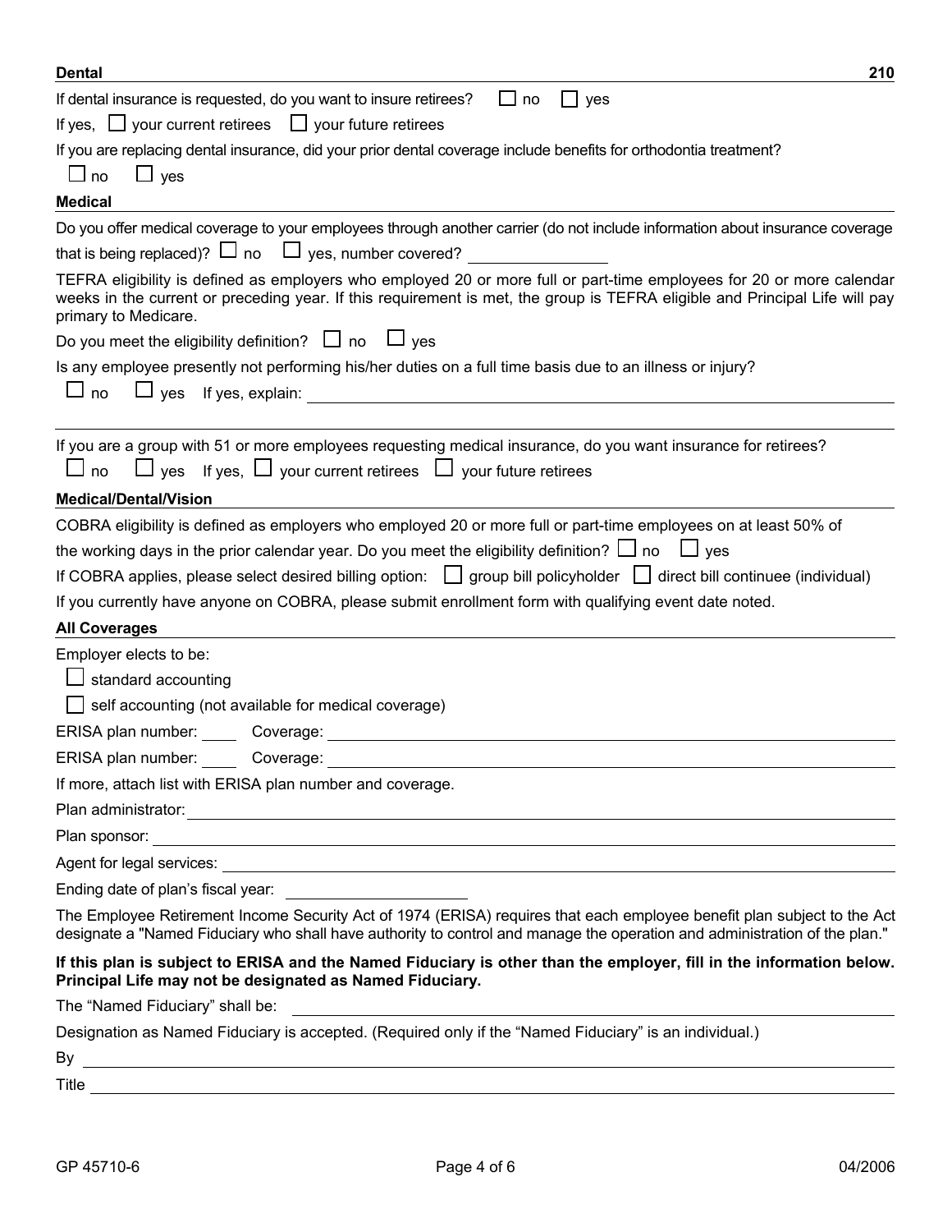## Dental

210

If dental insurance is requested, do you want to insure retirees? ☐ no ☐ yes

If yes, ☐ your current retirees ☐ your future retirees

If you are replacing dental insurance, did your prior dental coverage include benefits for orthodontia treatment?

☐ no ☐ yes

## Medical

Do you offer medical coverage to your employees through another carrier (do not include information about insurance coverage that is being replaced)? ☐ no ☐ yes, number covered? ________________

TEFRA eligibility is defined as employers who employed 20 or more full or part-time employees for 20 or more calendar weeks in the current or preceding year. If this requirement is met, the group is TEFRA eligible and Principal Life will pay primary to Medicare.

Do you meet the eligibility definition? ☐ no ☐ yes

Is any employee presently not performing his/her duties on a full time basis due to an illness or injury?

☐ no ☐ yes If yes, explain: ________________________________________________

________________________________________________

If you are a group with 51 or more employees requesting medical insurance, do you want insurance for retirees?

☐ no ☐ yes If yes, ☐ your current retirees ☐ your future retirees

## Medical/Dental/Vision

COBRA eligibility is defined as employers who employed 20 or more full or part-time employees on at least 50% of the working days in the prior calendar year. Do you meet the eligibility definition? ☐ no ☐ yes

If COBRA applies, please select desired billing option: ☐ group bill policyholder ☐ direct bill continuee (individual)

If you currently have anyone on COBRA, please submit enrollment form with qualifying event date noted.

## All Coverages

Employer elects to be:

☐ standard accounting

☐ self accounting (not available for medical coverage)

ERISA plan number: _____ Coverage: ________________________________________________

ERISA plan number: _____ Coverage: ________________________________________________

If more, attach list with ERISA plan number and coverage.

Plan administrator: ________________________________________________

Plan sponsor: ________________________________________________

Agent for legal services: ________________________________________________

Ending date of plan's fiscal year: ____________________

The Employee Retirement Income Security Act of 1974 (ERISA) requires that each employee benefit plan subject to the Act designate a "Named Fiduciary who shall have authority to control and manage the operation and administration of the plan."

**If this plan is subject to ERISA and the Named Fiduciary is other than the employer, fill in the information below. Principal Life may not be designated as Named Fiduciary.**

The "Named Fiduciary" shall be: ________________________________________________

Designation as Named Fiduciary is accepted. (Required only if the "Named Fiduciary" is an individual.)

By ________________________________________________

Title ________________________________________________

GP 45710-6

04/2006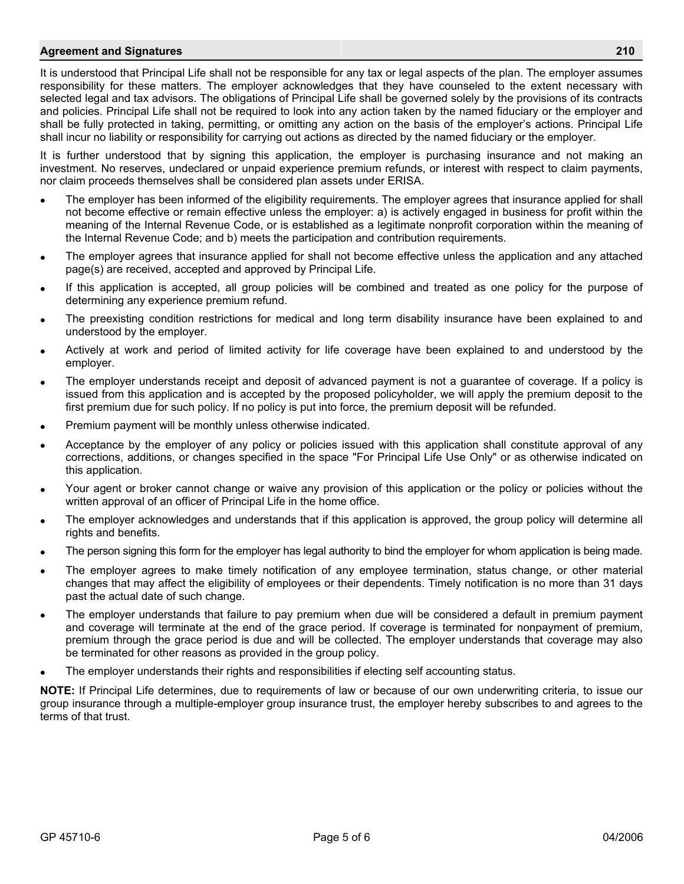## Agreement and Signatures 210

It is understood that Principal Life shall not be responsible for any tax or legal aspects of the plan. The employer assumes responsibility for these matters. The employer acknowledges that they have counseled to the extent necessary with selected legal and tax advisors. The obligations of Principal Life shall be governed solely by the provisions of its contracts and policies. Principal Life shall not be required to look into any action taken by the named fiduciary or the employer and shall be fully protected in taking, permitting, or omitting any action on the basis of the employer's actions. Principal Life shall incur no liability or responsibility for carrying out actions as directed by the named fiduciary or the employer.

It is further understood that by signing this application, the employer is purchasing insurance and not making an investment. No reserves, undeclared or unpaid experience premium refunds, or interest with respect to claim payments, nor claim proceeds themselves shall be considered plan assets under ERISA.

- The employer has been informed of the eligibility requirements. The employer agrees that insurance applied for shall not become effective or remain effective unless the employer: a) is actively engaged in business for profit within the meaning of the Internal Revenue Code, or is established as a legitimate nonprofit corporation within the meaning of the Internal Revenue Code; and b) meets the participation and contribution requirements.
- The employer agrees that insurance applied for shall not become effective unless the application and any attached page(s) are received, accepted and approved by Principal Life.
- If this application is accepted, all group policies will be combined and treated as one policy for the purpose of determining any experience premium refund.
- The preexisting condition restrictions for medical and long term disability insurance have been explained to and understood by the employer.
- Actively at work and period of limited activity for life coverage have been explained to and understood by the employer.
- The employer understands receipt and deposit of advanced payment is not a guarantee of coverage. If a policy is issued from this application and is accepted by the proposed policyholder, we will apply the premium deposit to the first premium due for such policy. If no policy is put into force, the premium deposit will be refunded.
- Premium payment will be monthly unless otherwise indicated.
- Acceptance by the employer of any policy or policies issued with this application shall constitute approval of any corrections, additions, or changes specified in the space "For Principal Life Use Only" or as otherwise indicated on this application.
- Your agent or broker cannot change or waive any provision of this application or the policy or policies without the written approval of an officer of Principal Life in the home office.
- The employer acknowledges and understands that if this application is approved, the group policy will determine all rights and benefits.
- The person signing this form for the employer has legal authority to bind the employer for whom application is being made.
- The employer agrees to make timely notification of any employee termination, status change, or other material changes that may affect the eligibility of employees or their dependents. Timely notification is no more than 31 days past the actual date of such change.
- The employer understands that failure to pay premium when due will be considered a default in premium payment and coverage will terminate at the end of the grace period. If coverage is terminated for nonpayment of premium, premium through the grace period is due and will be collected. The employer understands that coverage may also be terminated for other reasons as provided in the group policy.
- The employer understands their rights and responsibilities if electing self accounting status.

**NOTE:** If Principal Life determines, due to requirements of law or because of our own underwriting criteria, to issue our group insurance through a multiple-employer group insurance trust, the employer hereby subscribes to and agrees to the terms of that trust.

GP 45710-6 04/2006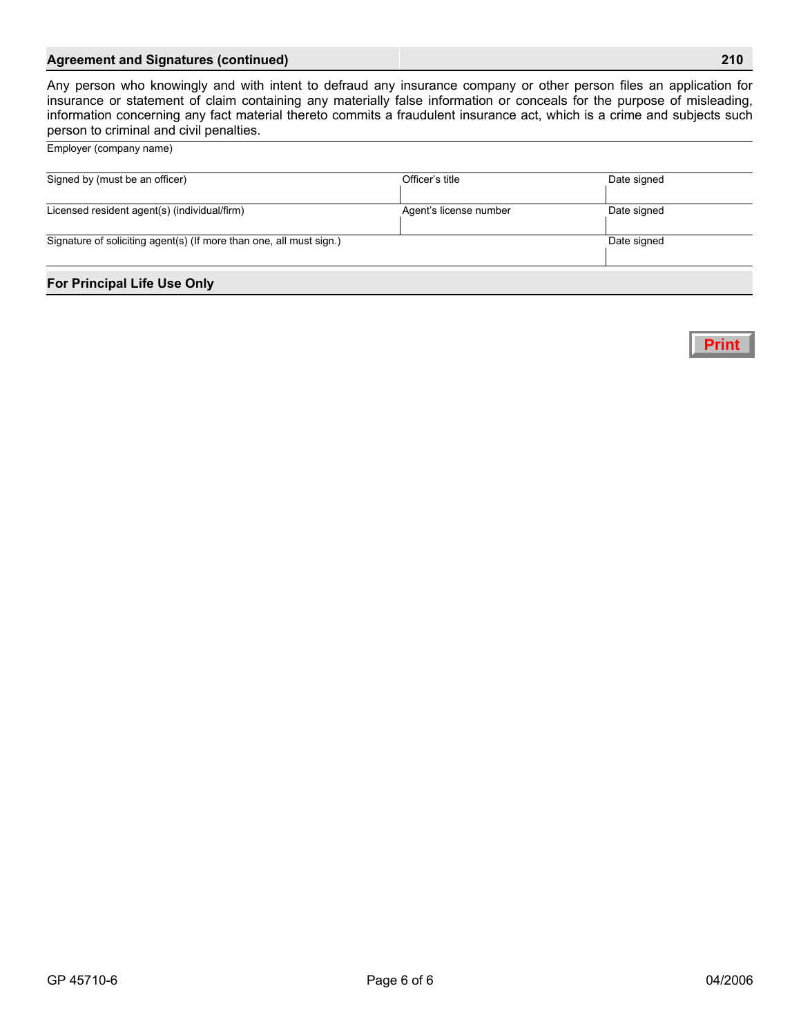## Agreement and Signatures (continued) 210

Any person who knowingly and with intent to defraud any insurance company or other person files an application for insurance or statement of claim containing any materially false information or conceals for the purpose of misleading, information concerning any fact material thereto commits a fraudulent insurance act, which is a crime and subjects such person to criminal and civil penalties.

| Employer (company name) | | |
|---|---|---|
| Signed by (must be an officer) | Officer's title | Date signed |
| Licensed resident agent(s) (individual/firm) | Agent's license number | Date signed |
| Signature of soliciting agent(s) (If more than one, all must sign.) | | Date signed |

## For Principal Life Use Only

Print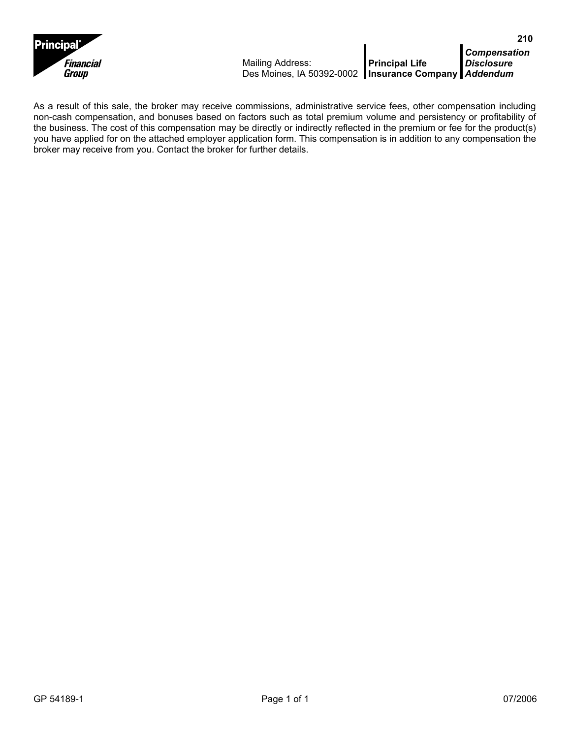210

Mailing Address:
Des Moines, IA 50392-0002

**Principal Life Insurance Company**

***Compensation Disclosure Addendum***

As a result of this sale, the broker may receive commissions, administrative service fees, other compensation including non-cash compensation, and bonuses based on factors such as total premium volume and persistency or profitability of the business. The cost of this compensation may be directly or indirectly reflected in the premium or fee for the product(s) you have applied for on the attached employer application form. This compensation is in addition to any compensation the broker may receive from you. Contact the broker for further details.

GP 54189-1 07/2006